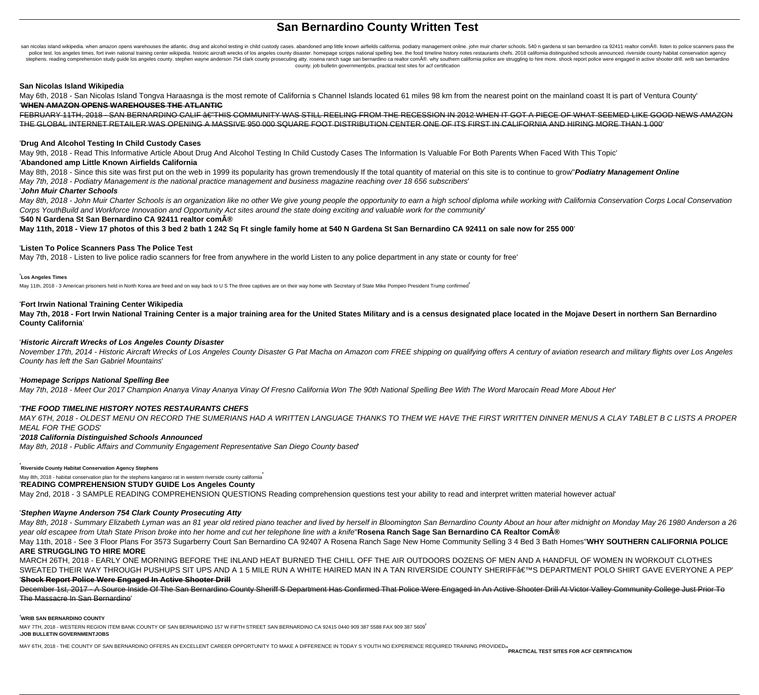# San Bernardino County Written Test

san nicolas island wikipedia. when amazon opens warehouses the atlantic. drug and alcohol testing in child custody cases. abandoned amp little known airfields california. podiatry management online. john muir charter schools. 540 n gardena st san bernardino ca 92411 realtor comÂ®. listen to police scanners pass the police test. los angeles times. fort irwin national training center wikipedia. historic aircraft wrecks of los angeles county disaster. homepage scripps national spelling bee. the food timeline history notes restaurants chefs. 2018 california distinguished schools announced. riverside county habitat conservation agency stephens. reading comprehension study guide los angeles county. stephen wayne anderson 754 clark county prosecuting atty. rosena ranch sage san bernardino ca realtor comÂ®. why southern california police are struggling to hire more. shock report police were engaged in active shooter drill. wrib san bernardino county. job bulletin governmentjobs. practical test sites for acf certification

**San Nicolas Island Wikipedia**

May 6th, 2018 - San Nicolas Island Tongva Haraasnga is the most remote of California s Channel Islands located 61 miles 98 km from the nearest point on the mainland coast It is part of Ventura County'

'**WHEN AMAZON OPENS WAREHOUSES THE ATLANTIC**

FEBRUARY 11TH, 2018 - SAN BERNARDINO CALIF â€"THIS COMMUNITY WAS STILL REELING FROM THE RECESSION IN 2012 WHEN IT GOT A PIECE OF WHAT SEEMED LIKE GOOD NEWS AMAZON THE GLOBAL INTERNET RETAILER WAS OPENING A MASSIVE 950 000 SQUARE FOOT DISTRIBUTION CENTER ONE OF ITS FIRST IN CALIFORNIA AND HIRING MORE THAN 1 000'

'**Drug And Alcohol Testing In Child Custody Cases**

May 9th, 2018 - Read This Informative Article About Drug And Alcohol Testing In Child Custody Cases The Information Is Valuable For Both Parents When Faced With This Topic'

'**Abandoned amp Little Known Airfields California**

May 8th, 2018 - Since this site was first put on the web in 1999 its popularity has grown tremendously If the total quantity of material on this site is to continue to grow''***Podiatry Management Online***

*May 7th, 2018 - Podiatry Management is the national practice management and business magazine reaching over 18 656 subscribers*'

'***John Muir Charter Schools***

*May 8th, 2018 - John Muir Charter Schools is an organization like no other We give young people the opportunity to earn a high school diploma while working with California Conservation Corps Local Conservation Corps YouthBuild and Workforce Innovation and Opportunity Act sites around the state doing exciting and valuable work for the community*'

'**540 N Gardena St San Bernardino CA 92411 realtor comÂ®**

**May 11th, 2018 - View 17 photos of this 3 bed 2 bath 1 242 Sq Ft single family home at 540 N Gardena St San Bernardino CA 92411 on sale now for 255 000**'

'**Listen To Police Scanners Pass The Police Test**

May 7th, 2018 - Listen to live police radio scanners for free from anywhere in the world Listen to any police department in any state or county for free'

'**Los Angeles Times**

May 11th, 2018 - 3 American prisoners held in North Korea are freed and on way back to U S The three captives are on their way home with Secretary of State Mike Pompeo President Trump confirmed'

'**Fort Irwin National Training Center Wikipedia**

**May 7th, 2018 - Fort Irwin National Training Center is a major training area for the United States Military and is a census designated place located in the Mojave Desert in northern San Bernardino County California**'

'***Historic Aircraft Wrecks of Los Angeles County Disaster***

*November 17th, 2014 - Historic Aircraft Wrecks of Los Angeles County Disaster G Pat Macha on Amazon com FREE shipping on qualifying offers A century of aviation research and military flights over Los Angeles County has left the San Gabriel Mountains*'

'***Homepage Scripps National Spelling Bee***

*May 7th, 2018 - Meet Our 2017 Champion Ananya Vinay Ananya Vinay Of Fresno California Won The 90th National Spelling Bee With The Word Marocain Read More About Her*'

'***THE FOOD TIMELINE HISTORY NOTES RESTAURANTS CHEFS***

*MAY 6TH, 2018 - OLDEST MENU ON RECORD THE SUMERIANS HAD A WRITTEN LANGUAGE THANKS TO THEM WE HAVE THE FIRST WRITTEN DINNER MENUS A CLAY TABLET B C LISTS A PROPER MEAL FOR THE GODS*'

'***2018 California Distinguished Schools Announced***

*May 8th, 2018 - Public Affairs and Community Engagement Representative San Diego County based*'

'**Riverside County Habitat Conservation Agency Stephens**

May 8th, 2018 - habitat conservation plan for the stephens kangaroo rat in western riverside county california'

'**READING COMPREHENSION STUDY GUIDE Los Angeles County**

May 2nd, 2018 - 3 SAMPLE READING COMPREHENSION QUESTIONS Reading comprehension questions test your ability to read and interpret written material however actual'

'***Stephen Wayne Anderson 754 Clark County Prosecuting Atty***

*May 8th, 2018 - Summary Elizabeth Lyman was an 81 year old retired piano teacher and lived by herself in Bloomington San Bernardino County About an hour after midnight on Monday May 26 1980 Anderson a 26 year old escapee from Utah State Prison broke into her home and cut her telephone line with a knife*''**Rosena Ranch Sage San Bernardino CA Realtor ComÂ®**

May 11th, 2018 - See 3 Floor Plans For 3573 Sugarberry Court San Bernardino CA 92407 A Rosena Ranch Sage New Home Community Selling 3 4 Bed 3 Bath Homes''**WHY SOUTHERN CALIFORNIA POLICE ARE STRUGGLING TO HIRE MORE**

MARCH 26TH, 2018 - EARLY ONE MORNING BEFORE THE INLAND HEAT BURNED THE CHILL OFF THE AIR OUTDOORS DOZENS OF MEN AND A HANDFUL OF WOMEN IN WORKOUT CLOTHES SWEATED THEIR WAY THROUGH PUSHUPS SIT UPS AND A 1 5 MILE RUN A WHITE HAIRED MAN IN A TAN RIVERSIDE COUNTY SHERIFFâ€™S DEPARTMENT POLO SHIRT GAVE EVERYONE A PEP'

'**Shock Report Police Were Engaged In Active Shooter Drill**

December 1st, 2017 - A Source Inside Of The San Bernardino County Sheriff S Department Has Confirmed That Police Were Engaged In An Active Shooter Drill At Victor Valley Community College Just Prior To The Massacre In San Bernardino'

'**WRIB SAN BERNARDINO COUNTY**

MAY 7TH, 2018 - WESTERN REGION ITEM BANK COUNTY OF SAN BERNARDINO 157 W FIFTH STREET SAN BERNARDINO CA 92415 0440 909 387 5588 FAX 909 387 5609'

'**JOB BULLETIN GOVERNMENTJOBS**

MAY 6TH, 2018 - THE COUNTY OF SAN BERNARDINO OFFERS AN EXCELLENT CAREER OPPORTUNITY TO MAKE A DIFFERENCE IN TODAY S YOUTH NO EXPERIENCE REQUIRED TRAINING PROVIDED''**PRACTICAL TEST SITES FOR ACF CERTIFICATION**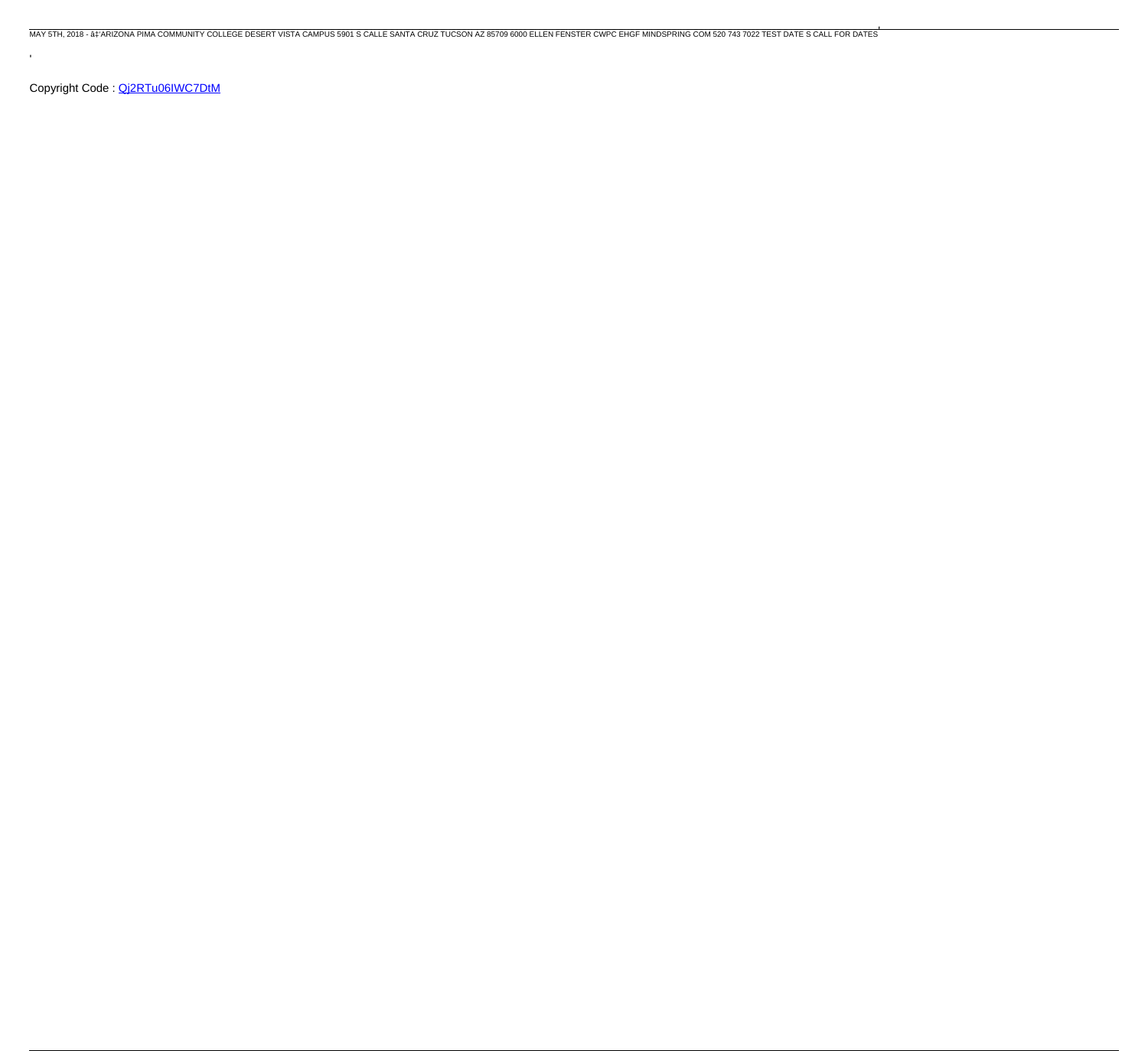MAY 5TH, 2018 - â‡'ARIZONA PIMA COMMUNITY COLLEGE DESERT VISTA CAMPUS 5901 S CALLE SANTA CRUZ TUCSON AZ 85709 6000 ELLEN FENSTER CWPC EHGF MINDSPRING COM 520 743 7022 TEST DATE S CALL FOR DATES'

'

Copyright Code : Qj2RTu06IWC7DtM